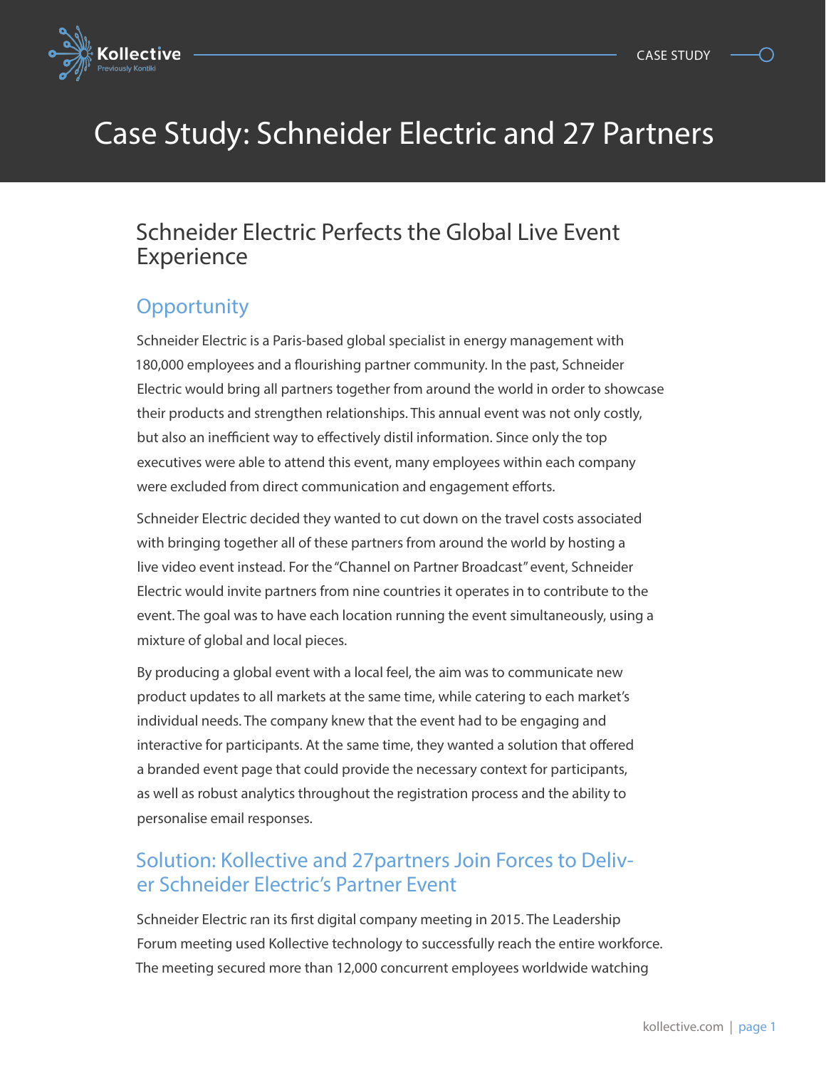# Case Study: Schneider Electric and 27 Partners

## Schneider Electric Perfects the Global Live Event Experience

### Opportunity

Schneider Electric is a Paris-based global specialist in energy management with 180,000 employees and a flourishing partner community. In the past, Schneider Electric would bring all partners together from around the world in order to showcase their products and strengthen relationships. This annual event was not only costly, but also an inefficient way to effectively distil information. Since only the top executives were able to attend this event, many employees within each company were excluded from direct communication and engagement efforts.

Schneider Electric decided they wanted to cut down on the travel costs associated with bringing together all of these partners from around the world by hosting a live video event instead. For the "Channel on Partner Broadcast" event, Schneider Electric would invite partners from nine countries it operates in to contribute to the event. The goal was to have each location running the event simultaneously, using a mixture of global and local pieces.

By producing a global event with a local feel, the aim was to communicate new product updates to all markets at the same time, while catering to each market's individual needs. The company knew that the event had to be engaging and interactive for participants. At the same time, they wanted a solution that offered a branded event page that could provide the necessary context for participants, as well as robust analytics throughout the registration process and the ability to personalise email responses.

### Solution: Kollective and 27partners Join Forces to Deliver Schneider Electric's Partner Event

Schneider Electric ran its first digital company meeting in 2015. The Leadership Forum meeting used Kollective technology to successfully reach the entire workforce. The meeting secured more than 12,000 concurrent employees worldwide watching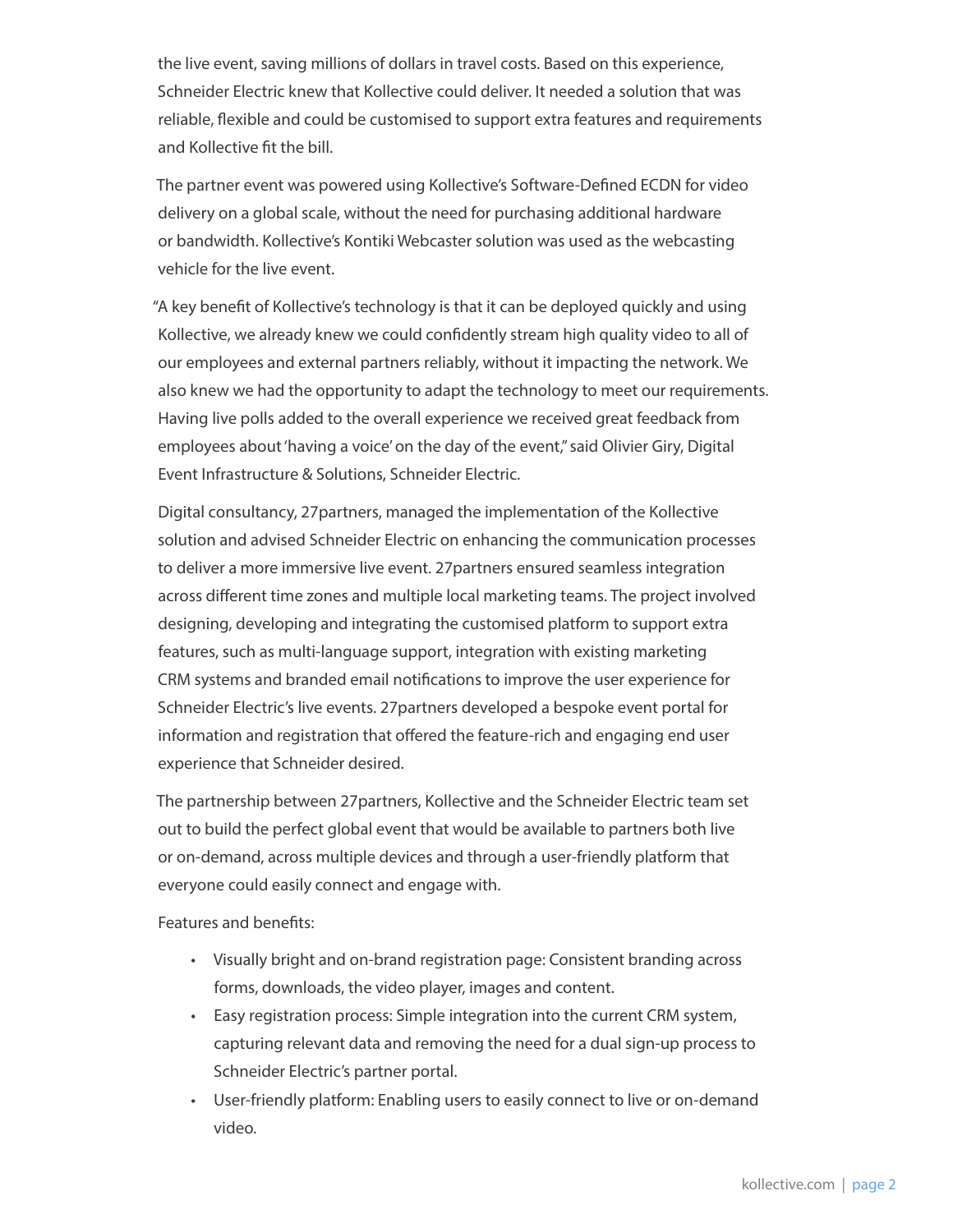the live event, saving millions of dollars in travel costs. Based on this experience, Schneider Electric knew that Kollective could deliver. It needed a solution that was reliable, flexible and could be customised to support extra features and requirements and Kollective fit the bill.

The partner event was powered using Kollective's Software-Defined ECDN for video delivery on a global scale, without the need for purchasing additional hardware or bandwidth. Kollective's Kontiki Webcaster solution was used as the webcasting vehicle for the live event.

"A key benefit of Kollective's technology is that it can be deployed quickly and using Kollective, we already knew we could confidently stream high quality video to all of our employees and external partners reliably, without it impacting the network. We also knew we had the opportunity to adapt the technology to meet our requirements. Having live polls added to the overall experience we received great feedback from employees about 'having a voice' on the day of the event," said Olivier Giry, Digital Event Infrastructure & Solutions, Schneider Electric.

Digital consultancy, 27partners, managed the implementation of the Kollective solution and advised Schneider Electric on enhancing the communication processes to deliver a more immersive live event. 27partners ensured seamless integration across different time zones and multiple local marketing teams. The project involved designing, developing and integrating the customised platform to support extra features, such as multi-language support, integration with existing marketing CRM systems and branded email notifications to improve the user experience for Schneider Electric's live events. 27partners developed a bespoke event portal for information and registration that offered the feature-rich and engaging end user experience that Schneider desired.

The partnership between 27partners, Kollective and the Schneider Electric team set out to build the perfect global event that would be available to partners both live or on-demand, across multiple devices and through a user-friendly platform that everyone could easily connect and engage with.

Features and benefits:

- Visually bright and on-brand registration page: Consistent branding across forms, downloads, the video player, images and content.
- Easy registration process: Simple integration into the current CRM system, capturing relevant data and removing the need for a dual sign-up process to Schneider Electric's partner portal.
- User-friendly platform: Enabling users to easily connect to live or on-demand video.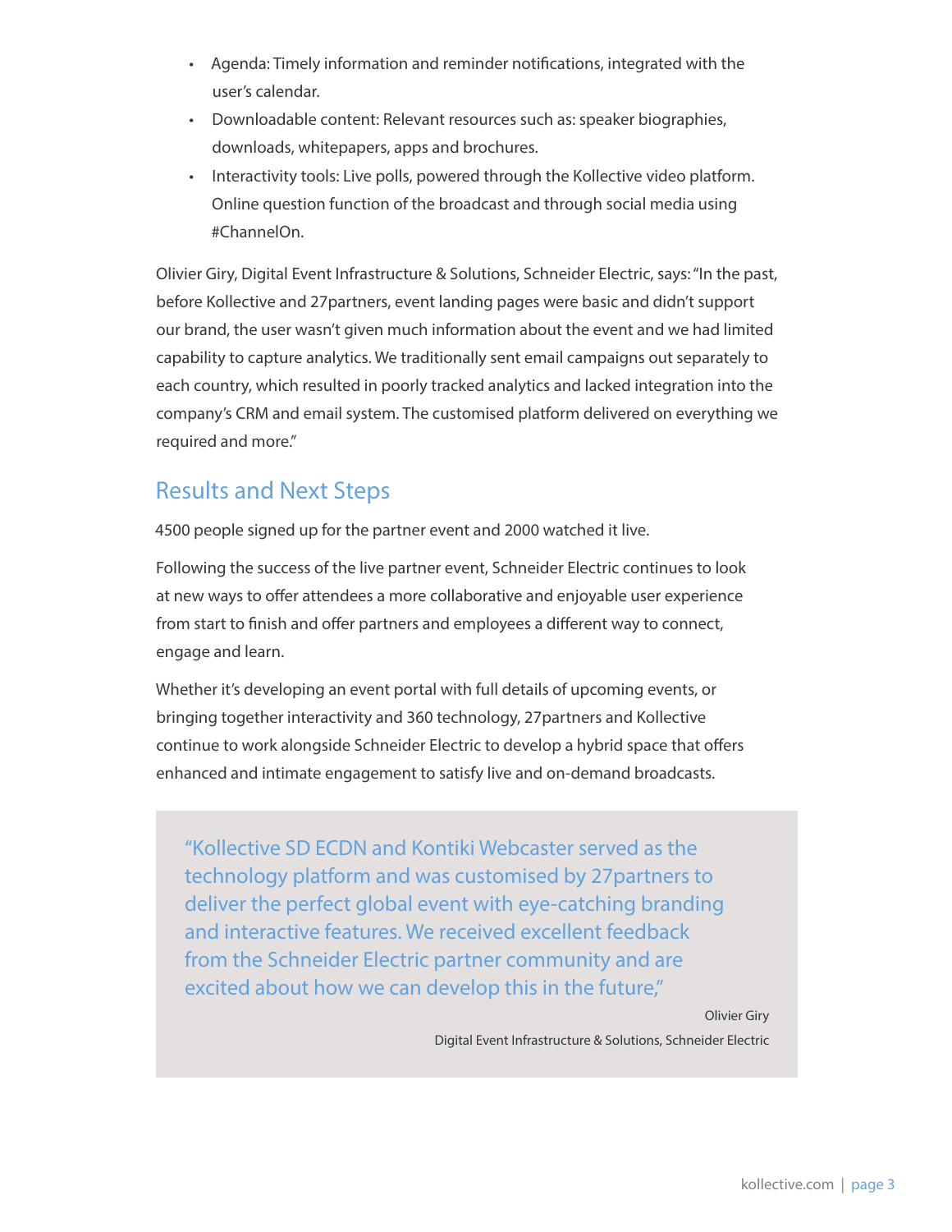- Agenda: Timely information and reminder notifications, integrated with the user's calendar.
- Downloadable content: Relevant resources such as: speaker biographies, downloads, whitepapers, apps and brochures.
- Interactivity tools: Live polls, powered through the Kollective video platform. Online question function of the broadcast and through social media using #ChannelOn.

Olivier Giry, Digital Event Infrastructure & Solutions, Schneider Electric, says: "In the past, before Kollective and 27partners, event landing pages were basic and didn't support our brand, the user wasn't given much information about the event and we had limited capability to capture analytics. We traditionally sent email campaigns out separately to each country, which resulted in poorly tracked analytics and lacked integration into the company's CRM and email system. The customised platform delivered on everything we required and more."

## Results and Next Steps

4500 people signed up for the partner event and 2000 watched it live.

Following the success of the live partner event, Schneider Electric continues to look at new ways to offer attendees a more collaborative and enjoyable user experience from start to finish and offer partners and employees a different way to connect, engage and learn.

Whether it's developing an event portal with full details of upcoming events, or bringing together interactivity and 360 technology, 27partners and Kollective continue to work alongside Schneider Electric to develop a hybrid space that offers enhanced and intimate engagement to satisfy live and on-demand broadcasts.

> "Kollective SD ECDN and Kontiki Webcaster served as the technology platform and was customised by 27partners to deliver the perfect global event with eye-catching branding and interactive features. We received excellent feedback from the Schneider Electric partner community and are excited about how we can develop this in the future,"
>
> Olivier Giry
>
> Digital Event Infrastructure & Solutions, Schneider Electric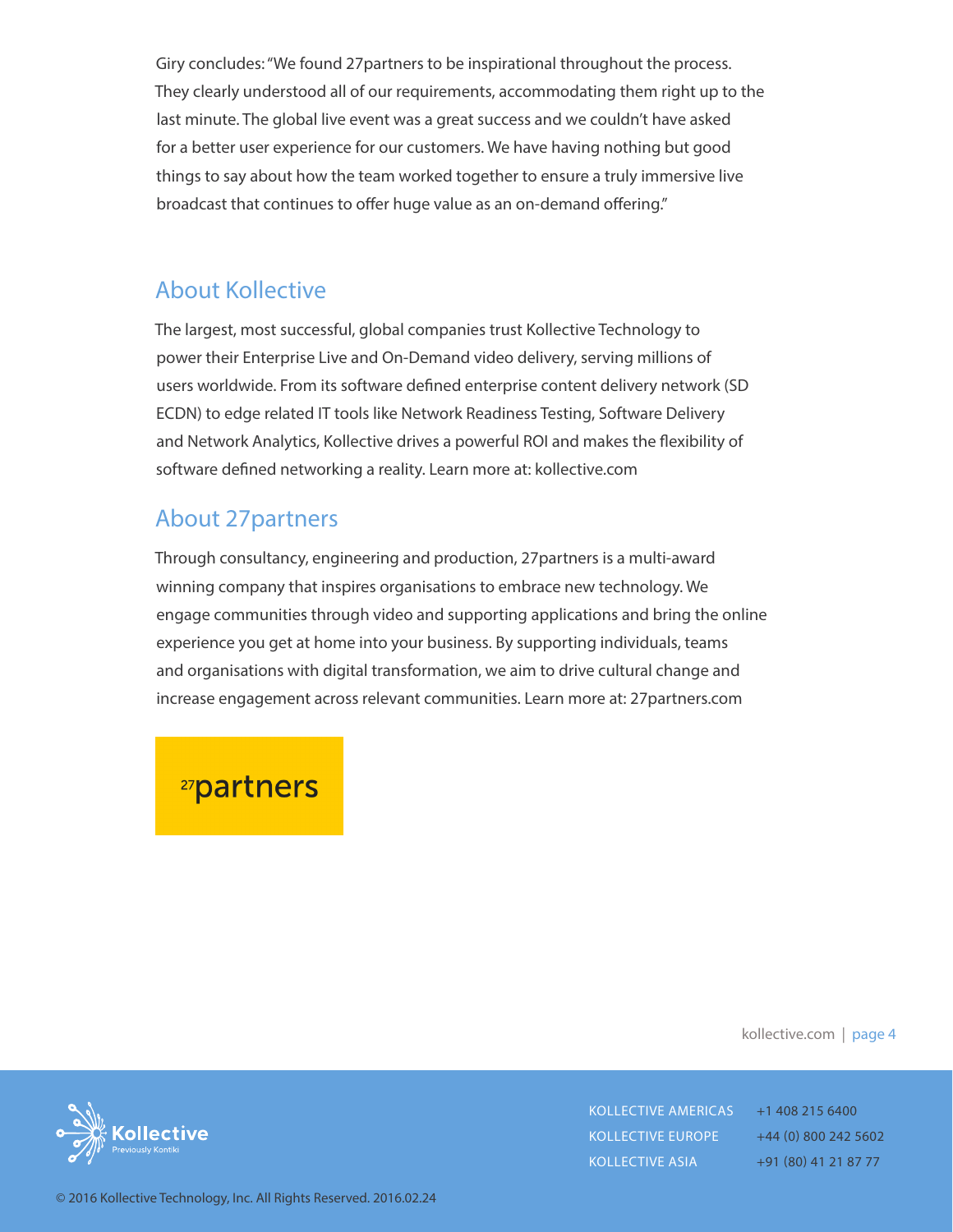Giry concludes: "We found 27partners to be inspirational throughout the process. They clearly understood all of our requirements, accommodating them right up to the last minute. The global live event was a great success and we couldn't have asked for a better user experience for our customers. We have having nothing but good things to say about how the team worked together to ensure a truly immersive live broadcast that continues to offer huge value as an on-demand offering."

## About Kollective

The largest, most successful, global companies trust Kollective Technology to power their Enterprise Live and On-Demand video delivery, serving millions of users worldwide. From its software defined enterprise content delivery network (SD ECDN) to edge related IT tools like Network Readiness Testing, Software Delivery and Network Analytics, Kollective drives a powerful ROI and makes the flexibility of software defined networking a reality. Learn more at: kollective.com

## About 27partners

Through consultancy, engineering and production, 27partners is a multi-award winning company that inspires organisations to embrace new technology. We engage communities through video and supporting applications and bring the online experience you get at home into your business. By supporting individuals, teams and organisations with digital transformation, we aim to drive cultural change and increase engagement across relevant communities. Learn more at: 27partners.com

27partners

Kollective
Previously Kontiki

KOLLECTIVE AMERICAS +1 408 215 6400
KOLLECTIVE EUROPE +44 (0) 800 242 5602
KOLLECTIVE ASIA +91 (80) 41 21 87 77

© 2016 Kollective Technology, Inc. All Rights Reserved. 2016.02.24